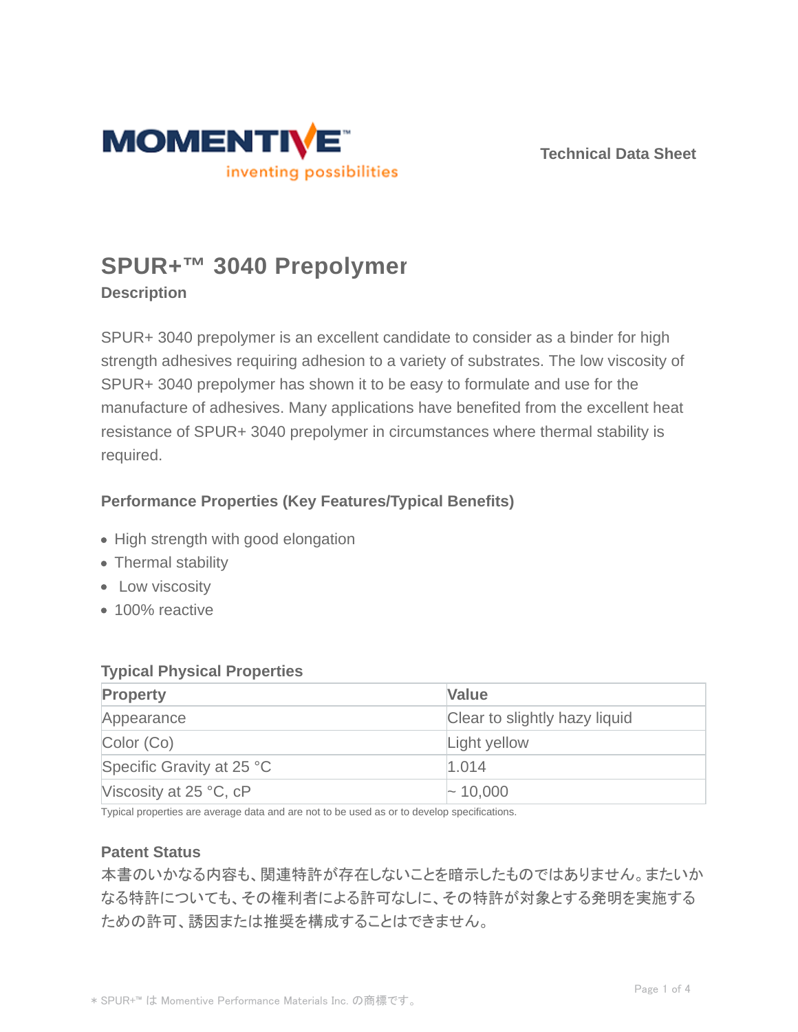MOMENTIVE™
inventing possibilities

Technical Data Sheet

# SPUR+™ 3040 Prepolymer

## Description

SPUR+ 3040 prepolymer is an excellent candidate to consider as a binder for high strength adhesives requiring adhesion to a variety of substrates. The low viscosity of SPUR+ 3040 prepolymer has shown it to be easy to formulate and use for the manufacture of adhesives. Many applications have benefited from the excellent heat resistance of SPUR+ 3040 prepolymer in circumstances where thermal stability is required.

## Performance Properties (Key Features/Typical Benefits)

- High strength with good elongation
- Thermal stability
- Low viscosity
- 100% reactive

## Typical Physical Properties

| Property | Value |
|---|---|
| Appearance | Clear to slightly hazy liquid |
| Color (Co) | Light yellow |
| Specific Gravity at 25 °C | 1.014 |
| Viscosity at 25 °C, cP | ~ 10,000 |

Typical properties are average data and are not to be used as or to develop specifications.

## Patent Status

本書のいかなる内容も、関連特許が存在しないことを暗示したものではありません。またいかなる特許についても、その権利者による許可なしに、その特許が対象とする発明を実施するための許可、誘因または推奨を構成することはできません。

＊ SPUR+™ は Momentive Performance Materials Inc. の商標です。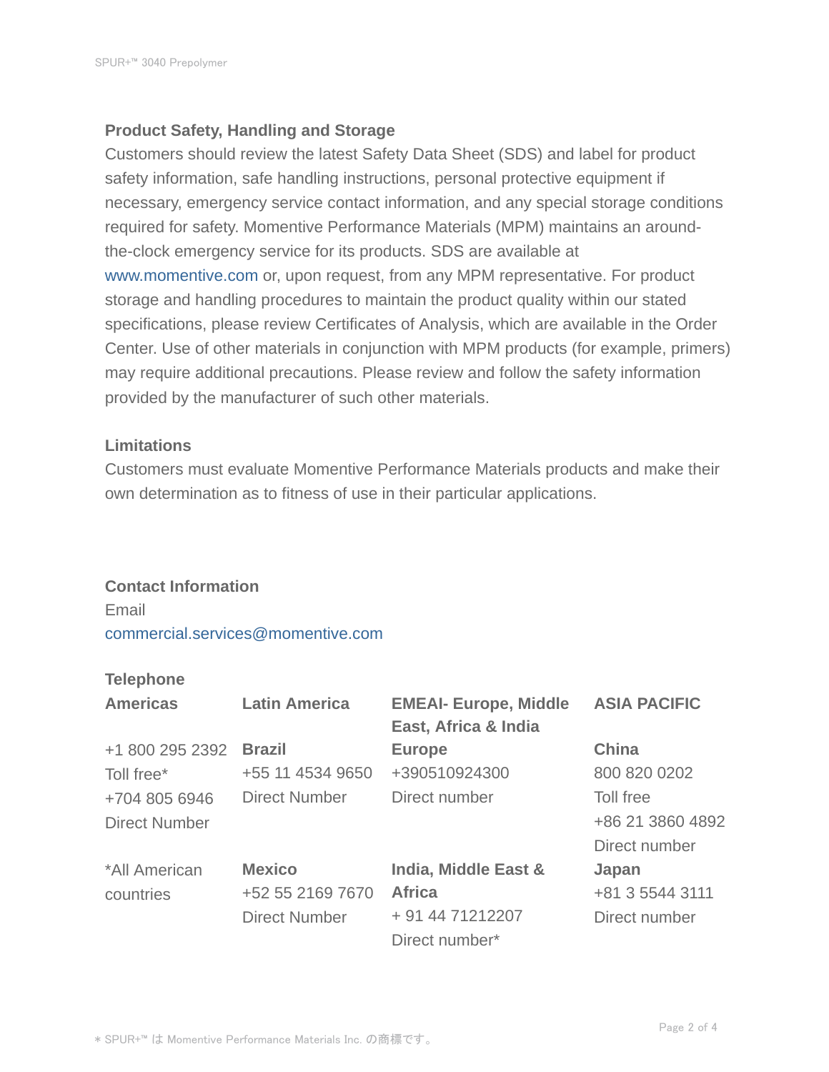## Product Safety, Handling and Storage

Customers should review the latest Safety Data Sheet (SDS) and label for product safety information, safe handling instructions, personal protective equipment if necessary, emergency service contact information, and any special storage conditions required for safety. Momentive Performance Materials (MPM) maintains an around-the-clock emergency service for its products. SDS are available at www.momentive.com or, upon request, from any MPM representative. For product storage and handling procedures to maintain the product quality within our stated specifications, please review Certificates of Analysis, which are available in the Order Center. Use of other materials in conjunction with MPM products (for example, primers) may require additional precautions. Please review and follow the safety information provided by the manufacturer of such other materials.

## Limitations

Customers must evaluate Momentive Performance Materials products and make their own determination as to fitness of use in their particular applications.

## Contact Information

Email

commercial.services@momentive.com

**Telephone**

| Americas | Latin America | EMEAI- Europe, Middle East, Africa & India | ASIA PACIFIC |
|---|---|---|---|
| +1 800 295 2392<br>Toll free*<br>+704 805 6946<br>Direct Number | **Brazil**<br>+55 11 4534 9650<br>Direct Number | **Europe**<br>+390510924300<br>Direct number | **China**<br>800 820 0202<br>Toll free<br>+86 21 3860 4892<br>Direct number |
| *All American countries | **Mexico**<br>+52 55 2169 7670<br>Direct Number | **India, Middle East & Africa**<br>+ 91 44 71212207<br>Direct number* | **Japan**<br>+81 3 5544 3111<br>Direct number |

＊ SPUR+™ は Momentive Performance Materials Inc. の商標です。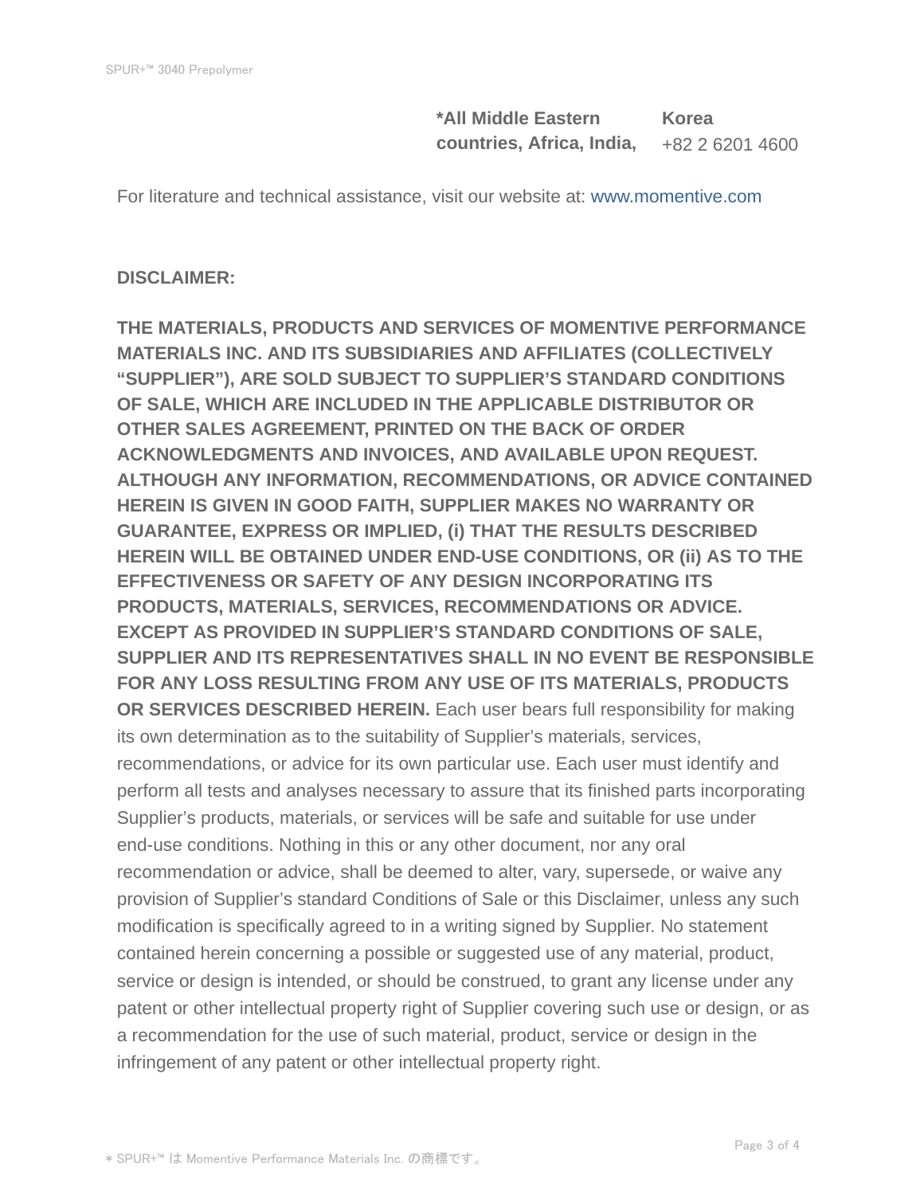| **\*All Middle Eastern countries, Africa, India,** | **Korea** +82 2 6201 4600 |
|---|---|

For literature and technical assistance, visit our website at: www.momentive.com

**DISCLAIMER:**

**THE MATERIALS, PRODUCTS AND SERVICES OF MOMENTIVE PERFORMANCE MATERIALS INC. AND ITS SUBSIDIARIES AND AFFILIATES (COLLECTIVELY "SUPPLIER"), ARE SOLD SUBJECT TO SUPPLIER'S STANDARD CONDITIONS OF SALE, WHICH ARE INCLUDED IN THE APPLICABLE DISTRIBUTOR OR OTHER SALES AGREEMENT, PRINTED ON THE BACK OF ORDER ACKNOWLEDGMENTS AND INVOICES, AND AVAILABLE UPON REQUEST. ALTHOUGH ANY INFORMATION, RECOMMENDATIONS, OR ADVICE CONTAINED HEREIN IS GIVEN IN GOOD FAITH, SUPPLIER MAKES NO WARRANTY OR GUARANTEE, EXPRESS OR IMPLIED, (i) THAT THE RESULTS DESCRIBED HEREIN WILL BE OBTAINED UNDER END-USE CONDITIONS, OR (ii) AS TO THE EFFECTIVENESS OR SAFETY OF ANY DESIGN INCORPORATING ITS PRODUCTS, MATERIALS, SERVICES, RECOMMENDATIONS OR ADVICE. EXCEPT AS PROVIDED IN SUPPLIER'S STANDARD CONDITIONS OF SALE, SUPPLIER AND ITS REPRESENTATIVES SHALL IN NO EVENT BE RESPONSIBLE FOR ANY LOSS RESULTING FROM ANY USE OF ITS MATERIALS, PRODUCTS OR SERVICES DESCRIBED HEREIN.** Each user bears full responsibility for making its own determination as to the suitability of Supplier's materials, services, recommendations, or advice for its own particular use. Each user must identify and perform all tests and analyses necessary to assure that its finished parts incorporating Supplier's products, materials, or services will be safe and suitable for use under end-use conditions. Nothing in this or any other document, nor any oral recommendation or advice, shall be deemed to alter, vary, supersede, or waive any provision of Supplier's standard Conditions of Sale or this Disclaimer, unless any such modification is specifically agreed to in a writing signed by Supplier. No statement contained herein concerning a possible or suggested use of any material, product, service or design is intended, or should be construed, to grant any license under any patent or other intellectual property right of Supplier covering such use or design, or as a recommendation for the use of such material, product, service or design in the infringement of any patent or other intellectual property right.

\* SPUR+™ は Momentive Performance Materials Inc. の商標です。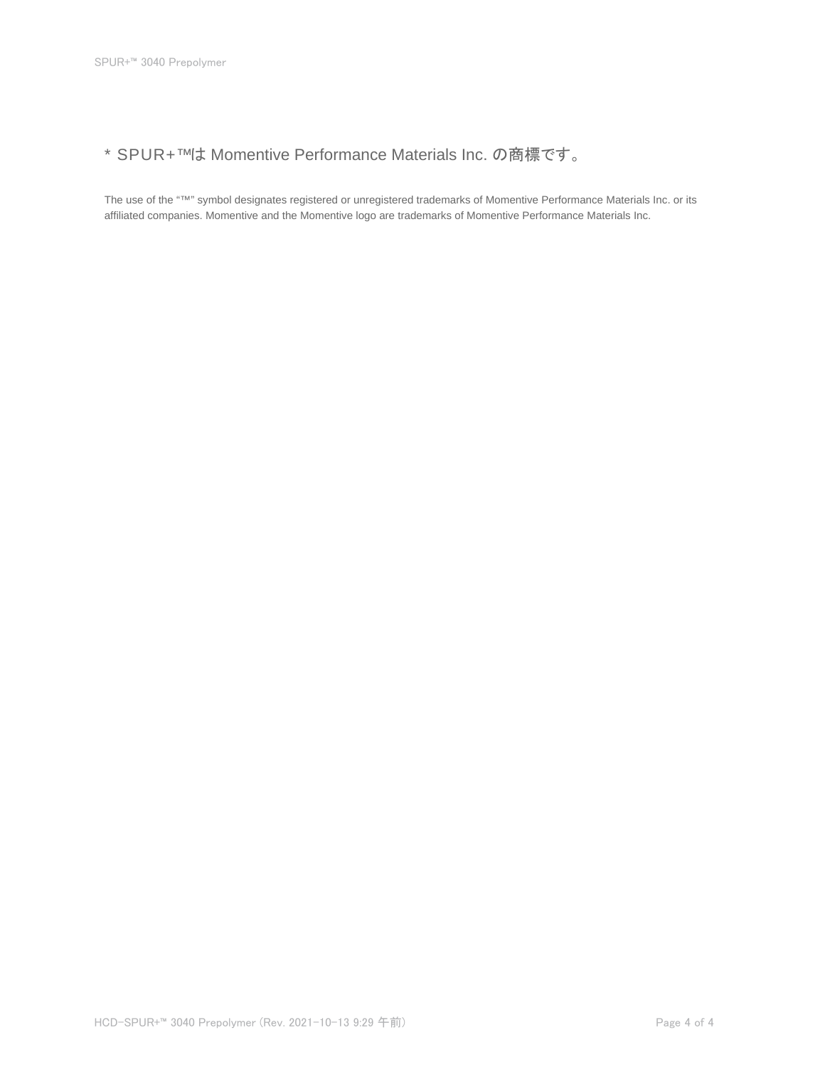* SPUR+™は Momentive Performance Materials Inc. の商標です。

The use of the "™" symbol designates registered or unregistered trademarks of Momentive Performance Materials Inc. or its affiliated companies. Momentive and the Momentive logo are trademarks of Momentive Performance Materials Inc.